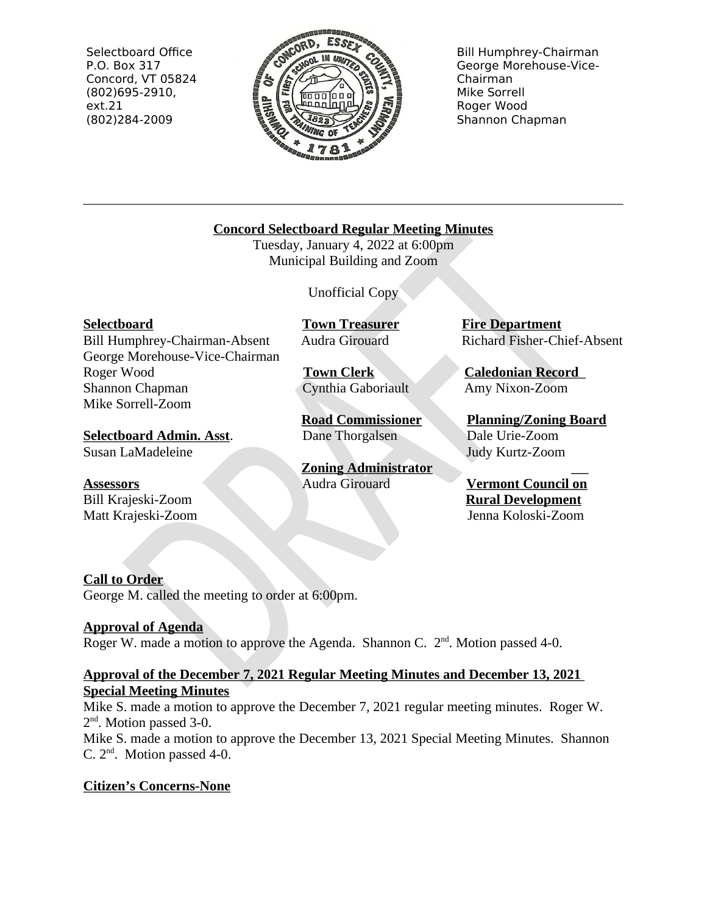Selectbboard Office
P.O. Box 317
Concord, VT 05824
(802)695-2910, ext.21
(802)284-2009

Bill Humphrey-Chairman
George Morehouse-Vice-Chairman
Mike Sorrell
Roger Wood
Shannon Chapman

---

**Concord Selectboard Regular Meeting Minutes**

Tuesday, January 4, 2022 at 6:00pm
Municipal Building and Zoom

Unofficial Copy

**Selectboard**
Bill Humphrey-Chairman-Absent
George Morehouse-Vice-Chairman
Roger Wood
Shannon Chapman
Mike Sorrell-Zoom

**Selectboard Admin. Asst.**
Susan LaMadeleine

**Assessors**
Bill Krajeski-Zoom
Matt Krajeski-Zoom

**Town Treasurer**
Audra Girouard

**Town Clerk**
Cynthia Gaboriault

**Road Commissioner**
Dane Thorgalsen

**Zoning Administrator**
Audra Girouard

**Fire Department**
Richard Fisher-Chief-Absent

**Caledonian Record**
Amy Nixon-Zoom

**Planning/Zoning Board**
Dale Urie-Zoom
Judy Kurtz-Zoom

**Vermont Council on Rural Development**
Jenna Koloski-Zoom

**Call to Order**

George M. called the meeting to order at 6:00pm.

**Approval of Agenda**

Roger W. made a motion to approve the Agenda. Shannon C. 2nd. Motion passed 4-0.

**Approval of the December 7, 2021 Regular Meeting Minutes and December 13, 2021 Special Meeting Minutes**

Mike S. made a motion to approve the December 7, 2021 regular meeting minutes. Roger W. 2nd. Motion passed 3-0.

Mike S. made a motion to approve the December 13, 2021 Special Meeting Minutes. Shannon C. 2nd. Motion passed 4-0.

**Citizen's Concerns-None**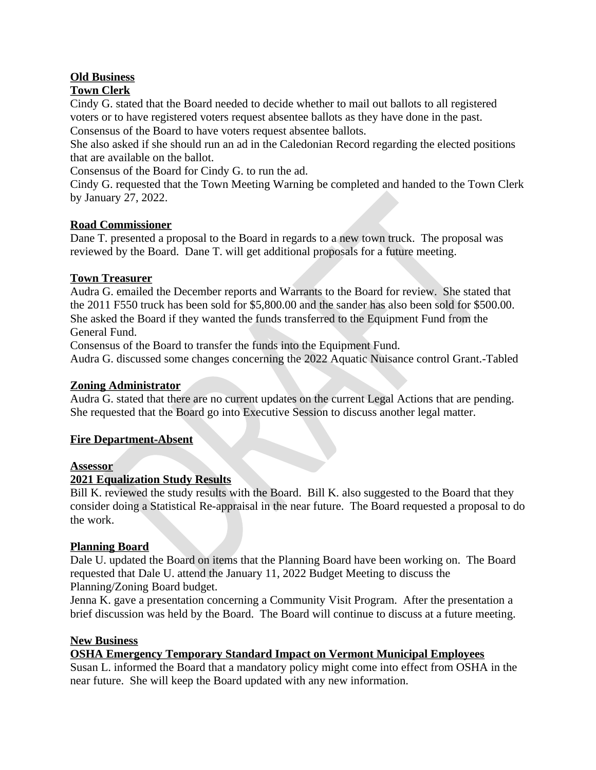**Old Business**

**Town Clerk**

Cindy G. stated that the Board needed to decide whether to mail out ballots to all registered voters or to have registered voters request absentee ballots as they have done in the past.
Consensus of the Board to have voters request absentee ballots.
She also asked if she should run an ad in the Caledonian Record regarding the elected positions that are available on the ballot.
Consensus of the Board for Cindy G. to run the ad.
Cindy G. requested that the Town Meeting Warning be completed and handed to the Town Clerk by January 27, 2022.

**Road Commissioner**

Dane T. presented a proposal to the Board in regards to a new town truck. The proposal was reviewed by the Board. Dane T. will get additional proposals for a future meeting.

**Town Treasurer**

Audra G. emailed the December reports and Warrants to the Board for review. She stated that the 2011 F550 truck has been sold for $5,800.00 and the sander has also been sold for $500.00. She asked the Board if they wanted the funds transferred to the Equipment Fund from the General Fund.
Consensus of the Board to transfer the funds into the Equipment Fund.
Audra G. discussed some changes concerning the 2022 Aquatic Nuisance control Grant.-Tabled

**Zoning Administrator**

Audra G. stated that there are no current updates on the current Legal Actions that are pending. She requested that the Board go into Executive Session to discuss another legal matter.

**Fire Department-Absent**

**Assessor**

**2021 Equalization Study Results**

Bill K. reviewed the study results with the Board. Bill K. also suggested to the Board that they consider doing a Statistical Re-appraisal in the near future. The Board requested a proposal to do the work.

**Planning Board**

Dale U. updated the Board on items that the Planning Board have been working on. The Board requested that Dale U. attend the January 11, 2022 Budget Meeting to discuss the Planning/Zoning Board budget.
Jenna K. gave a presentation concerning a Community Visit Program. After the presentation a brief discussion was held by the Board. The Board will continue to discuss at a future meeting.

**New Business**

**OSHA Emergency Temporary Standard Impact on Vermont Municipal Employees**

Susan L. informed the Board that a mandatory policy might come into effect from OSHA in the near future. She will keep the Board updated with any new information.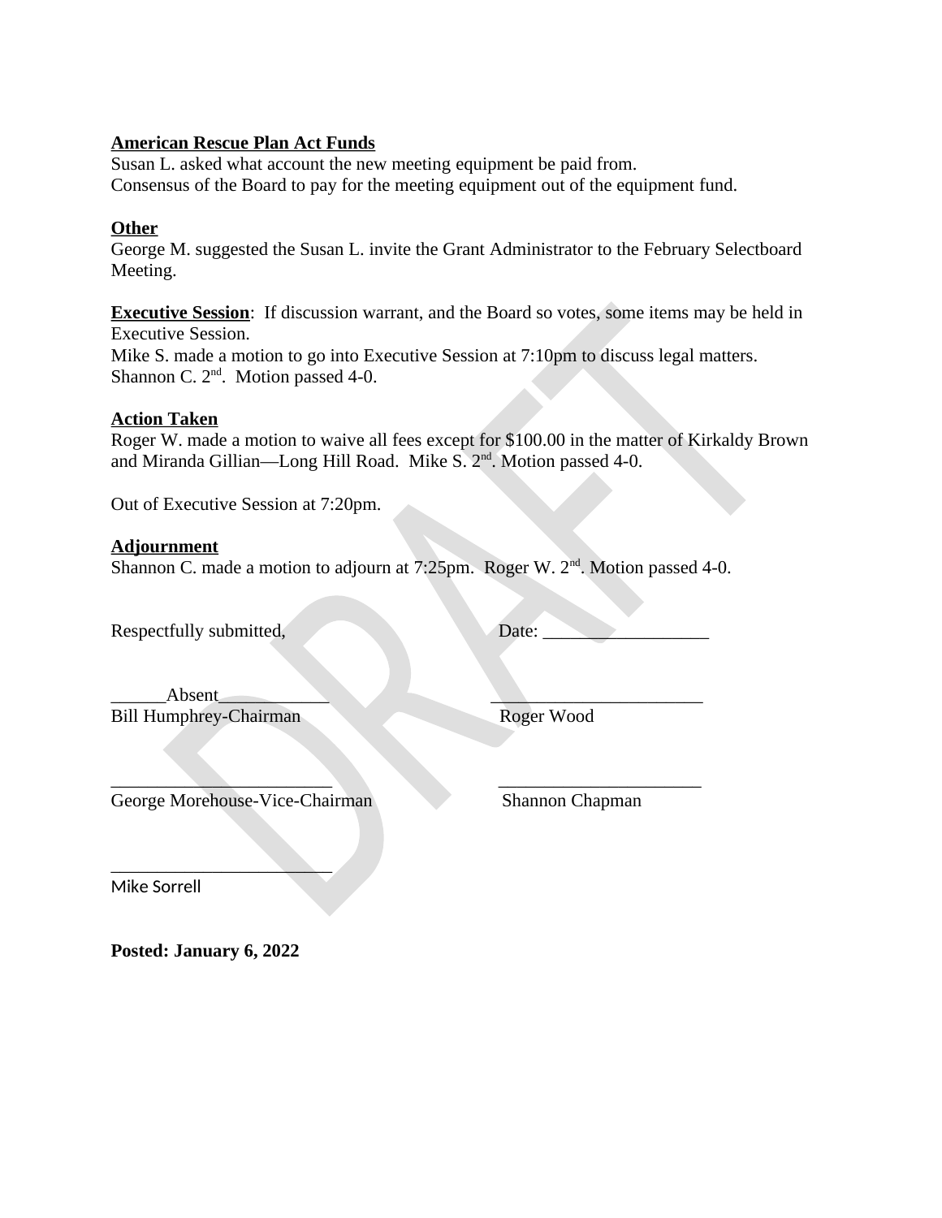**American Rescue Plan Act Funds**
Susan L. asked what account the new meeting equipment be paid from.
Consensus of the Board to pay for the meeting equipment out of the equipment fund.

**Other**
George M. suggested the Susan L. invite the Grant Administrator to the February Selectboard Meeting.

**Executive Session**: If discussion warrant, and the Board so votes, some items may be held in Executive Session.
Mike S. made a motion to go into Executive Session at 7:10pm to discuss legal matters.
Shannon C. 2nd. Motion passed 4-0.

**Action Taken**
Roger W. made a motion to waive all fees except for $100.00 in the matter of Kirkaldy Brown and Miranda Gillian—Long Hill Road. Mike S. 2nd. Motion passed 4-0.

Out of Executive Session at 7:20pm.

**Adjournment**
Shannon C. made a motion to adjourn at 7:25pm. Roger W. 2nd. Motion passed 4-0.

Respectfully submitted,

Date: __________________

______Absent____________
Bill Humphrey-Chairman

________________________
Roger Wood

________________________
George Morehouse-Vice-Chairman

________________________
Shannon Chapman

________________________
Mike Sorrell

**Posted: January 6, 2022**